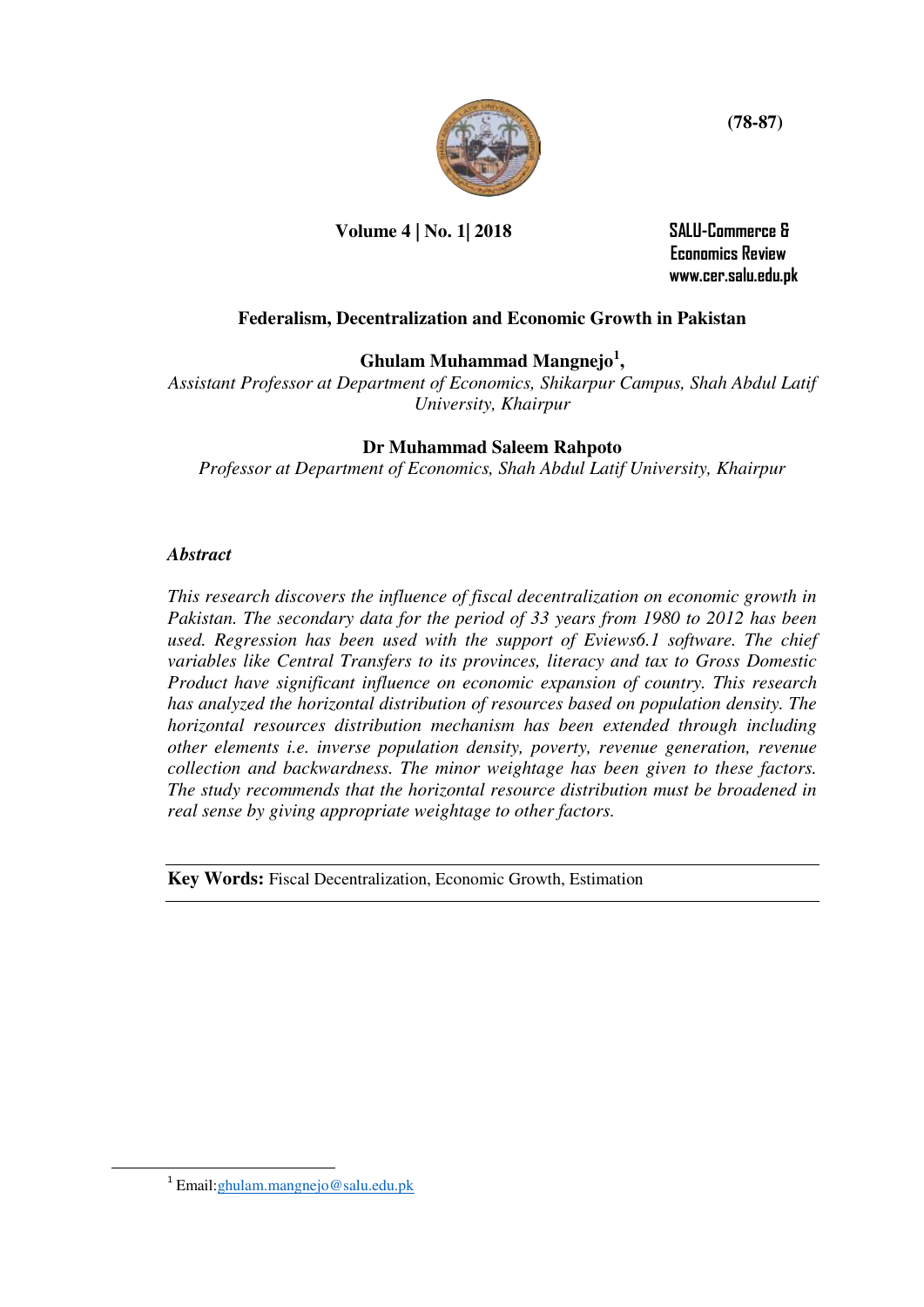# Federalism, Decentralization and Economic Growth in Pakistan

**Ghulam Muhammad Mangnejo[1],**

*Assistant Professor at Department of Economics, Shikarpur Campus, Shah Abdul Latif University, Khairpur*

**Dr Muhammad Saleem Rahpoto**

*Professor at Department of Economics, Shah Abdul Latif University, Khairpur*

### *Abstract*

*This research discovers the influence of fiscal decentralization on economic growth in Pakistan. The secondary data for the period of 33 years from 1980 to 2012 has been used. Regression has been used with the support of Eviews6.1 software. The chief variables like Central Transfers to its provinces, literacy and tax to Gross Domestic Product have significant influence on economic expansion of country. This research has analyzed the horizontal distribution of resources based on population density. The horizontal resources distribution mechanism has been extended through including other elements i.e. inverse population density, poverty, revenue generation, revenue collection and backwardness. The minor weightage has been given to these factors. The study recommends that the horizontal resource distribution must be broadened in real sense by giving appropriate weightage to other factors.*

**Key Words:** Fiscal Decentralization, Economic Growth, Estimation

---

[1] Email: ghulam.mangnejo@salu.edu.pk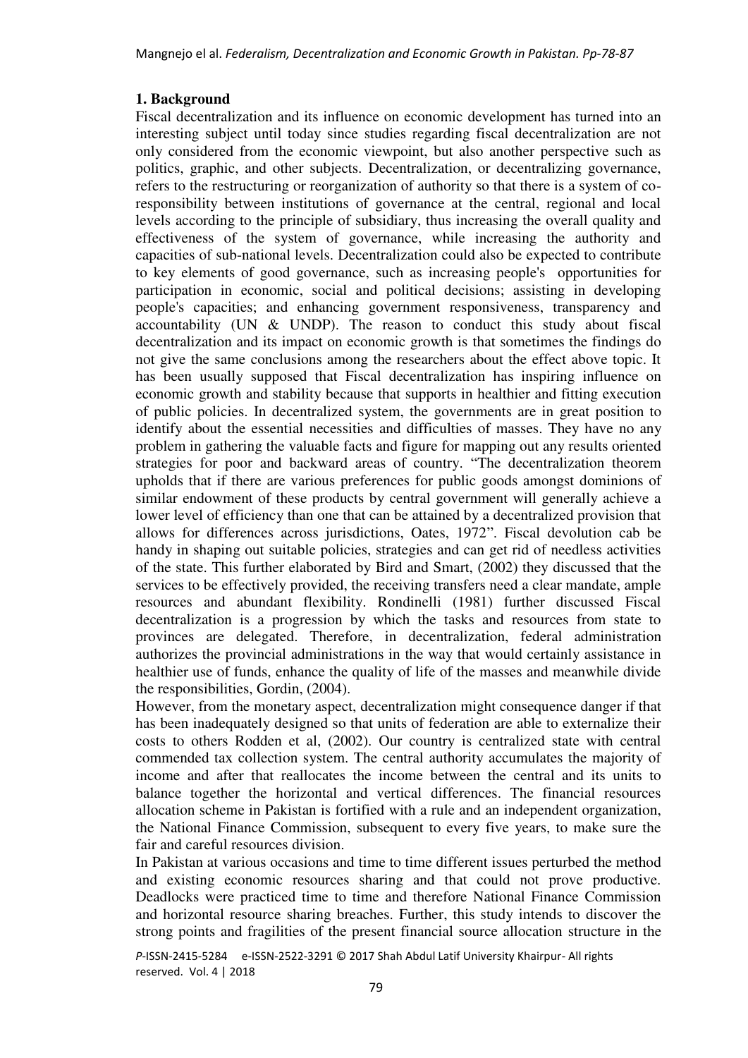## 1. Background

Fiscal decentralization and its influence on economic development has turned into an interesting subject until today since studies regarding fiscal decentralization are not only considered from the economic viewpoint, but also another perspective such as politics, graphic, and other subjects. Decentralization, or decentralizing governance, refers to the restructuring or reorganization of authority so that there is a system of co-responsibility between institutions of governance at the central, regional and local levels according to the principle of subsidiary, thus increasing the overall quality and effectiveness of the system of governance, while increasing the authority and capacities of sub-national levels. Decentralization could also be expected to contribute to key elements of good governance, such as increasing people's opportunities for participation in economic, social and political decisions; assisting in developing people's capacities; and enhancing government responsiveness, transparency and accountability (UN & UNDP). The reason to conduct this study about fiscal decentralization and its impact on economic growth is that sometimes the findings do not give the same conclusions among the researchers about the effect above topic. It has been usually supposed that Fiscal decentralization has inspiring influence on economic growth and stability because that supports in healthier and fitting execution of public policies. In decentralized system, the governments are in great position to identify about the essential necessities and difficulties of masses. They have no any problem in gathering the valuable facts and figure for mapping out any results oriented strategies for poor and backward areas of country. "The decentralization theorem upholds that if there are various preferences for public goods amongst dominions of similar endowment of these products by central government will generally achieve a lower level of efficiency than one that can be attained by a decentralized provision that allows for differences across jurisdictions, Oates, 1972". Fiscal devolution cab be handy in shaping out suitable policies, strategies and can get rid of needless activities of the state. This further elaborated by Bird and Smart, (2002) they discussed that the services to be effectively provided, the receiving transfers need a clear mandate, ample resources and abundant flexibility. Rondinelli (1981) further discussed Fiscal decentralization is a progression by which the tasks and resources from state to provinces are delegated. Therefore, in decentralization, federal administration authorizes the provincial administrations in the way that would certainly assistance in healthier use of funds, enhance the quality of life of the masses and meanwhile divide the responsibilities, Gordin, (2004).

However, from the monetary aspect, decentralization might consequence danger if that has been inadequately designed so that units of federation are able to externalize their costs to others Rodden et al, (2002). Our country is centralized state with central commended tax collection system. The central authority accumulates the majority of income and after that reallocates the income between the central and its units to balance together the horizontal and vertical differences. The financial resources allocation scheme in Pakistan is fortified with a rule and an independent organization, the National Finance Commission, subsequent to every five years, to make sure the fair and careful resources division.

In Pakistan at various occasions and time to time different issues perturbed the method and existing economic resources sharing and that could not prove productive. Deadlocks were practiced time to time and therefore National Finance Commission and horizontal resource sharing breaches. Further, this study intends to discover the strong points and fragilities of the present financial source allocation structure in the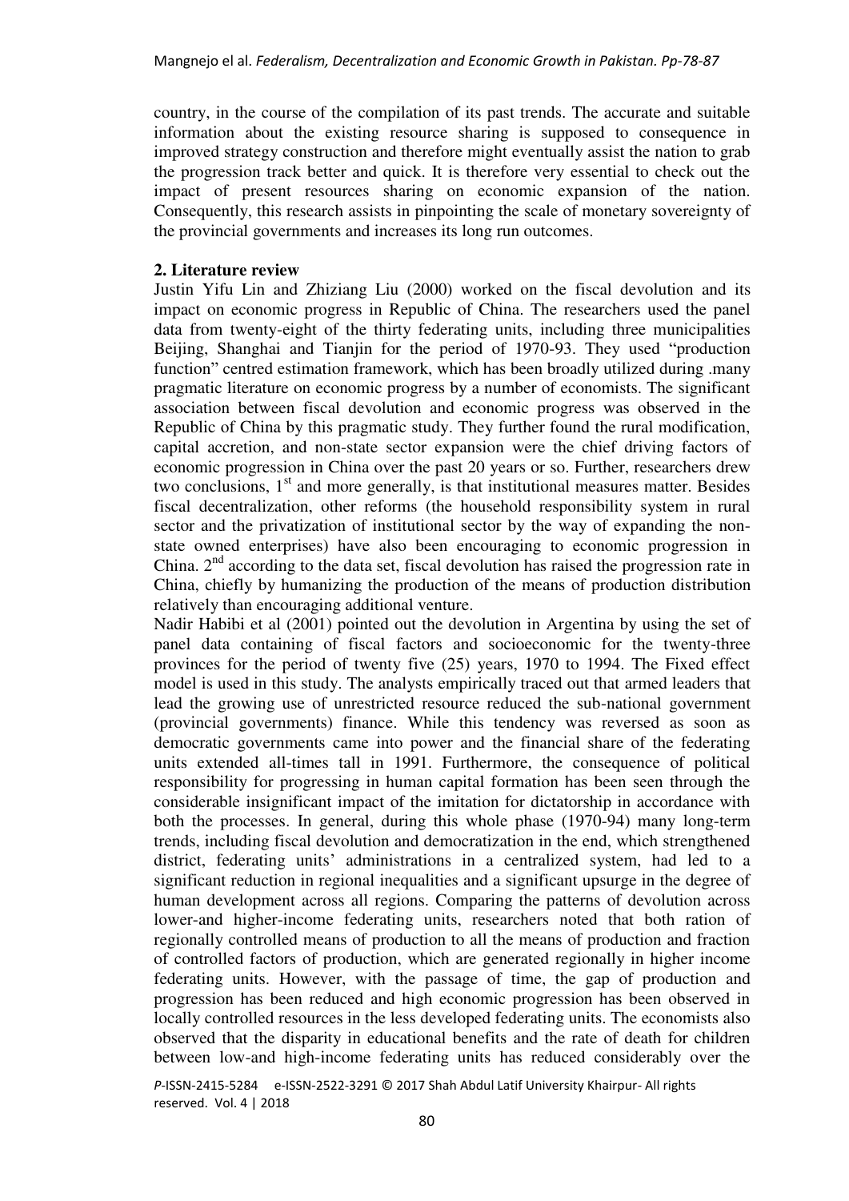country, in the course of the compilation of its past trends. The accurate and suitable information about the existing resource sharing is supposed to consequence in improved strategy construction and therefore might eventually assist the nation to grab the progression track better and quick. It is therefore very essential to check out the impact of present resources sharing on economic expansion of the nation. Consequently, this research assists in pinpointing the scale of monetary sovereignty of the provincial governments and increases its long run outcomes.

## 2. Literature review

Justin Yifu Lin and Zhiziang Liu (2000) worked on the fiscal devolution and its impact on economic progress in Republic of China. The researchers used the panel data from twenty-eight of the thirty federating units, including three municipalities Beijing, Shanghai and Tianjin for the period of 1970-93. They used "production function" centred estimation framework, which has been broadly utilized during .many pragmatic literature on economic progress by a number of economists. The significant association between fiscal devolution and economic progress was observed in the Republic of China by this pragmatic study. They further found the rural modification, capital accretion, and non-state sector expansion were the chief driving factors of economic progression in China over the past 20 years or so. Further, researchers drew two conclusions, 1st and more generally, is that institutional measures matter. Besides fiscal decentralization, other reforms (the household responsibility system in rural sector and the privatization of institutional sector by the way of expanding the non-state owned enterprises) have also been encouraging to economic progression in China. 2nd according to the data set, fiscal devolution has raised the progression rate in China, chiefly by humanizing the production of the means of production distribution relatively than encouraging additional venture.

Nadir Habibi et al (2001) pointed out the devolution in Argentina by using the set of panel data containing of fiscal factors and socioeconomic for the twenty-three provinces for the period of twenty five (25) years, 1970 to 1994. The Fixed effect model is used in this study. The analysts empirically traced out that armed leaders that lead the growing use of unrestricted resource reduced the sub-national government (provincial governments) finance. While this tendency was reversed as soon as democratic governments came into power and the financial share of the federating units extended all-times tall in 1991. Furthermore, the consequence of political responsibility for progressing in human capital formation has been seen through the considerable insignificant impact of the imitation for dictatorship in accordance with both the processes. In general, during this whole phase (1970-94) many long-term trends, including fiscal devolution and democratization in the end, which strengthened district, federating units' administrations in a centralized system, had led to a significant reduction in regional inequalities and a significant upsurge in the degree of human development across all regions. Comparing the patterns of devolution across lower-and higher-income federating units, researchers noted that both ration of regionally controlled means of production to all the means of production and fraction of controlled factors of production, which are generated regionally in higher income federating units. However, with the passage of time, the gap of production and progression has been reduced and high economic progression has been observed in locally controlled resources in the less developed federating units. The economists also observed that the disparity in educational benefits and the rate of death for children between low-and high-income federating units has reduced considerably over the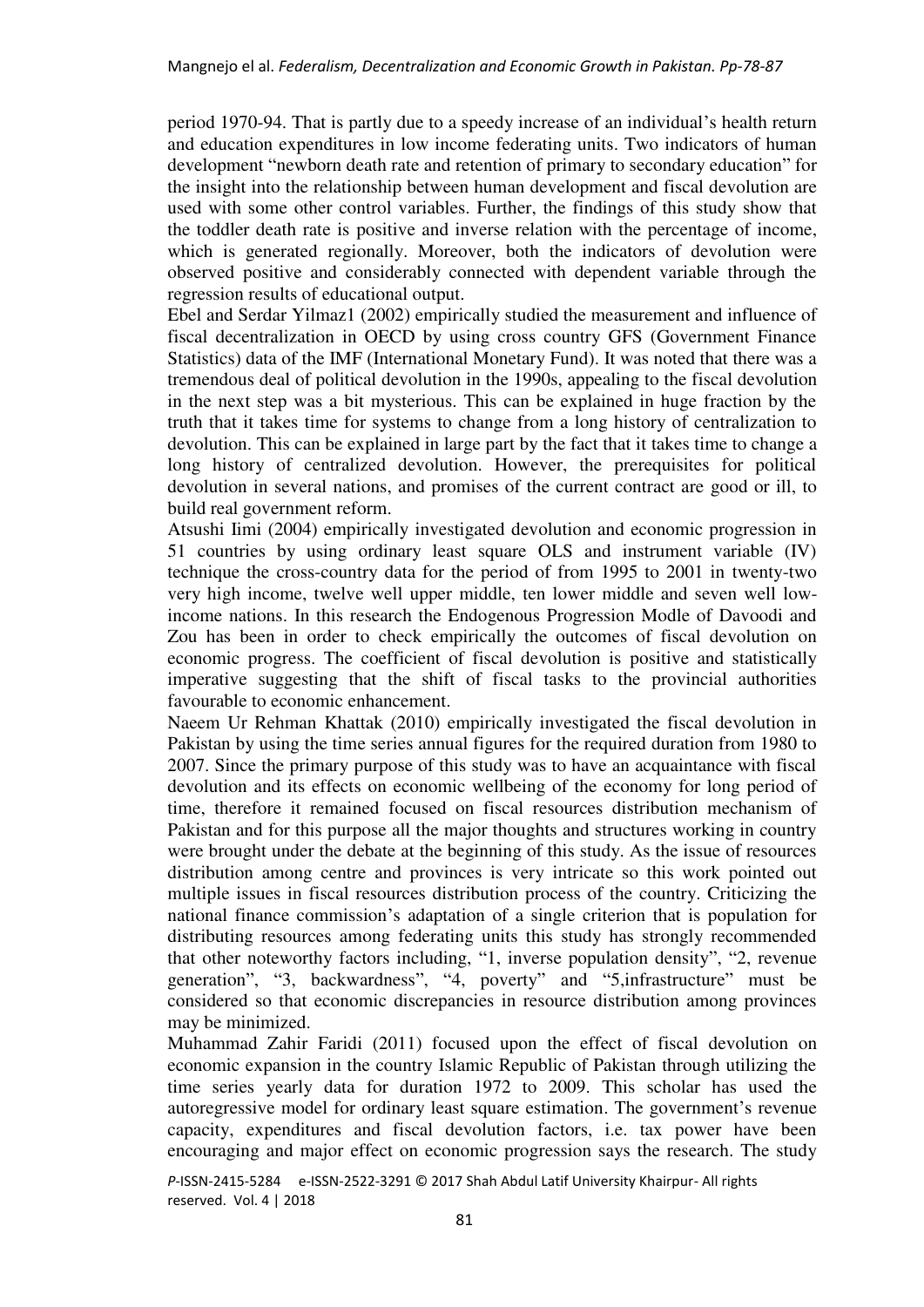period 1970-94. That is partly due to a speedy increase of an individual's health return and education expenditures in low income federating units. Two indicators of human development "newborn death rate and retention of primary to secondary education" for the insight into the relationship between human development and fiscal devolution are used with some other control variables. Further, the findings of this study show that the toddler death rate is positive and inverse relation with the percentage of income, which is generated regionally. Moreover, both the indicators of devolution were observed positive and considerably connected with dependent variable through the regression results of educational output.

Ebel and Serdar Yilmaz1 (2002) empirically studied the measurement and influence of fiscal decentralization in OECD by using cross country GFS (Government Finance Statistics) data of the IMF (International Monetary Fund). It was noted that there was a tremendous deal of political devolution in the 1990s, appealing to the fiscal devolution in the next step was a bit mysterious. This can be explained in huge fraction by the truth that it takes time for systems to change from a long history of centralization to devolution. This can be explained in large part by the fact that it takes time to change a long history of centralized devolution. However, the prerequisites for political devolution in several nations, and promises of the current contract are good or ill, to build real government reform.

Atsushi Iimi (2004) empirically investigated devolution and economic progression in 51 countries by using ordinary least square OLS and instrument variable (IV) technique the cross-country data for the period of from 1995 to 2001 in twenty-two very high income, twelve well upper middle, ten lower middle and seven well low-income nations. In this research the Endogenous Progression Modle of Davoodi and Zou has been in order to check empirically the outcomes of fiscal devolution on economic progress. The coefficient of fiscal devolution is positive and statistically imperative suggesting that the shift of fiscal tasks to the provincial authorities favourable to economic enhancement.

Naeem Ur Rehman Khattak (2010) empirically investigated the fiscal devolution in Pakistan by using the time series annual figures for the required duration from 1980 to 2007. Since the primary purpose of this study was to have an acquaintance with fiscal devolution and its effects on economic wellbeing of the economy for long period of time, therefore it remained focused on fiscal resources distribution mechanism of Pakistan and for this purpose all the major thoughts and structures working in country were brought under the debate at the beginning of this study. As the issue of resources distribution among centre and provinces is very intricate so this work pointed out multiple issues in fiscal resources distribution process of the country. Criticizing the national finance commission's adaptation of a single criterion that is population for distributing resources among federating units this study has strongly recommended that other noteworthy factors including, "1, inverse population density", "2, revenue generation", "3, backwardness", "4, poverty" and "5,infrastructure" must be considered so that economic discrepancies in resource distribution among provinces may be minimized.

Muhammad Zahir Faridi (2011) focused upon the effect of fiscal devolution on economic expansion in the country Islamic Republic of Pakistan through utilizing the time series yearly data for duration 1972 to 2009. This scholar has used the autoregressive model for ordinary least square estimation. The government's revenue capacity, expenditures and fiscal devolution factors, i.e. tax power have been encouraging and major effect on economic progression says the research. The study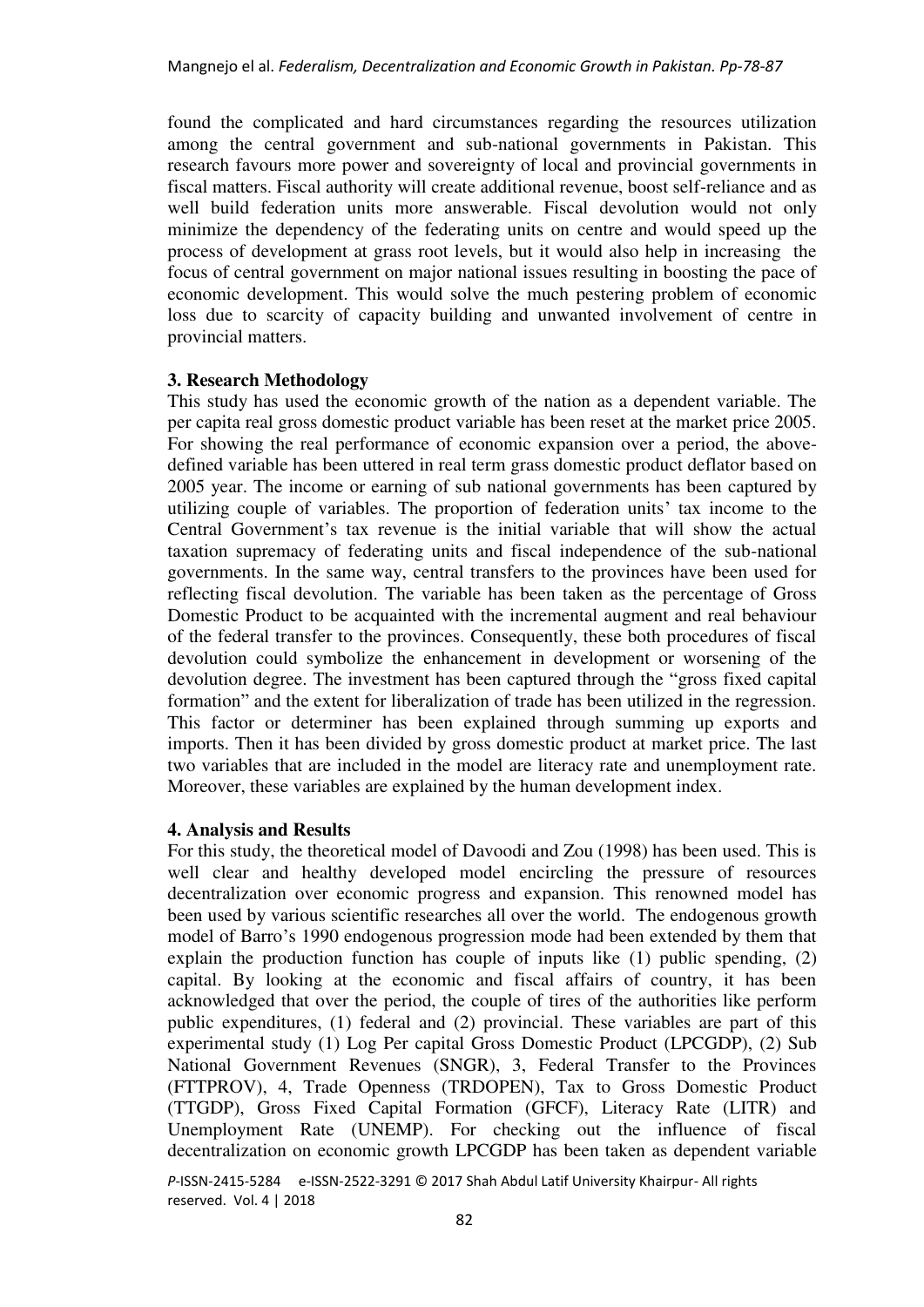found the complicated and hard circumstances regarding the resources utilization among the central government and sub-national governments in Pakistan. This research favours more power and sovereignty of local and provincial governments in fiscal matters. Fiscal authority will create additional revenue, boost self-reliance and as well build federation units more answerable. Fiscal devolution would not only minimize the dependency of the federating units on centre and would speed up the process of development at grass root levels, but it would also help in increasing the focus of central government on major national issues resulting in boosting the pace of economic development. This would solve the much pestering problem of economic loss due to scarcity of capacity building and unwanted involvement of centre in provincial matters.

### 3. Research Methodology

This study has used the economic growth of the nation as a dependent variable. The per capita real gross domestic product variable has been reset at the market price 2005. For showing the real performance of economic expansion over a period, the above-defined variable has been uttered in real term grass domestic product deflator based on 2005 year. The income or earning of sub national governments has been captured by utilizing couple of variables. The proportion of federation units' tax income to the Central Government's tax revenue is the initial variable that will show the actual taxation supremacy of federating units and fiscal independence of the sub-national governments. In the same way, central transfers to the provinces have been used for reflecting fiscal devolution. The variable has been taken as the percentage of Gross Domestic Product to be acquainted with the incremental augment and real behaviour of the federal transfer to the provinces. Consequently, these both procedures of fiscal devolution could symbolize the enhancement in development or worsening of the devolution degree. The investment has been captured through the "gross fixed capital formation" and the extent for liberalization of trade has been utilized in the regression. This factor or determiner has been explained through summing up exports and imports. Then it has been divided by gross domestic product at market price. The last two variables that are included in the model are literacy rate and unemployment rate. Moreover, these variables are explained by the human development index.

### 4. Analysis and Results

For this study, the theoretical model of Davoodi and Zou (1998) has been used. This is well clear and healthy developed model encircling the pressure of resources decentralization over economic progress and expansion. This renowned model has been used by various scientific researches all over the world. The endogenous growth model of Barro's 1990 endogenous progression mode had been extended by them that explain the production function has couple of inputs like (1) public spending, (2) capital. By looking at the economic and fiscal affairs of country, it has been acknowledged that over the period, the couple of tires of the authorities like perform public expenditures, (1) federal and (2) provincial. These variables are part of this experimental study (1) Log Per capital Gross Domestic Product (LPCGDP), (2) Sub National Government Revenues (SNGR), 3, Federal Transfer to the Provinces (FTTPROV), 4, Trade Openness (TRDOPEN), Tax to Gross Domestic Product (TTGDP), Gross Fixed Capital Formation (GFCF), Literacy Rate (LITR) and Unemployment Rate (UNEMP). For checking out the influence of fiscal decentralization on economic growth LPCGDP has been taken as dependent variable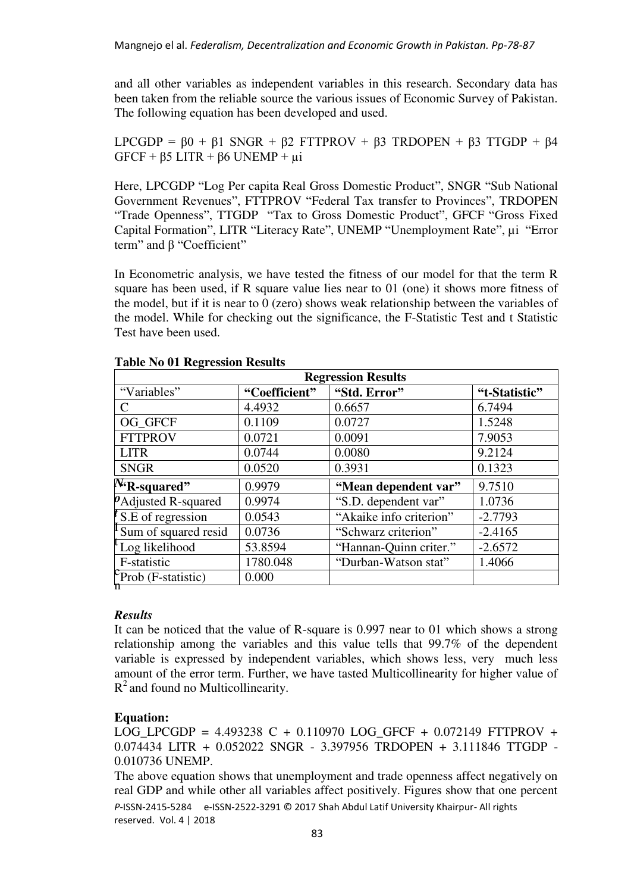and all other variables as independent variables in this research. Secondary data has been taken from the reliable source the various issues of Economic Survey of Pakistan. The following equation has been developed and used.

$$LPCGDP = \beta 0 + \beta 1\ SNGR + \beta 2\ FTTPROV + \beta 3\ TRDOPEN + \beta 3\ TTGDP + \beta 4\ GFCF + \beta 5\ LITR + \beta 6\ UNEMP + \mu i$$

Here, LPCGDP "Log Per capita Real Gross Domestic Product", SNGR "Sub National Government Revenues", FTTPROV "Federal Tax transfer to Provinces", TRDOPEN "Trade Openness", TTGDP "Tax to Gross Domestic Product", GFCF "Gross Fixed Capital Formation", LITR "Literacy Rate", UNEMP "Unemployment Rate", μi "Error term" and β "Coefficient"

In Econometric analysis, we have tested the fitness of our model for that the term R square has been used, if R square value lies near to 01 (one) it shows more fitness of the model, but if it is near to 0 (zero) shows weak relationship between the variables of the model. While for checking out the significance, the F-Statistic Test and t Statistic Test have been used.

**Table No 01 Regression Results**

| **Regression Results** | | | |
|---|---|---|---|
| "Variables" | **"Coefficient"** | **"Std. Error"** | **"t-Statistic"** |
| C | 4.4932 | 0.6657 | 6.7494 |
| OG_GFCF | 0.1109 | 0.0727 | 1.5248 |
| FTTPROV | 0.0721 | 0.0091 | 7.9053 |
| LITR | 0.0744 | 0.0080 | 9.2124 |
| SNGR | 0.0520 | 0.3931 | 0.1323 |
| **"R-squared"** | 0.9979 | **"Mean dependent var"** | 9.7510 |
| Adjusted R-squared | 0.9974 | "S.D. dependent var" | 1.0736 |
| S.E of regression | 0.0543 | "Akaike info criterion" | -2.7793 |
| Sum of squared resid | 0.0736 | "Schwarz criterion" | -2.4165 |
| Log likelihood | 53.8594 | "Hannan-Quinn criter." | -2.6572 |
| F-statistic | 1780.048 | "Durban-Watson stat" | 1.4066 |
| Prob (F-statistic) | 0.000 | | |

### *Results*

It can be noticed that the value of R-square is 0.997 near to 01 which shows a strong relationship among the variables and this value tells that 99.7% of the dependent variable is expressed by independent variables, which shows less, very much less amount of the error term. Further, we have tasted Multicollinearity for higher value of $R^2$ and found no Multicollinearity.

**Equation:**

$$LOG\_LPCGDP = 4.493238\ C + 0.110970\ LOG\_GFCF + 0.072149\ FTTPROV + 0.074434\ LITR + 0.052022\ SNGR - 3.397956\ TRDOPEN + 3.111846\ TTGDP - 0.010736\ UNEMP.$$

The above equation shows that unemployment and trade openness affect negatively on real GDP and while other all variables affect positively. Figures show that one percent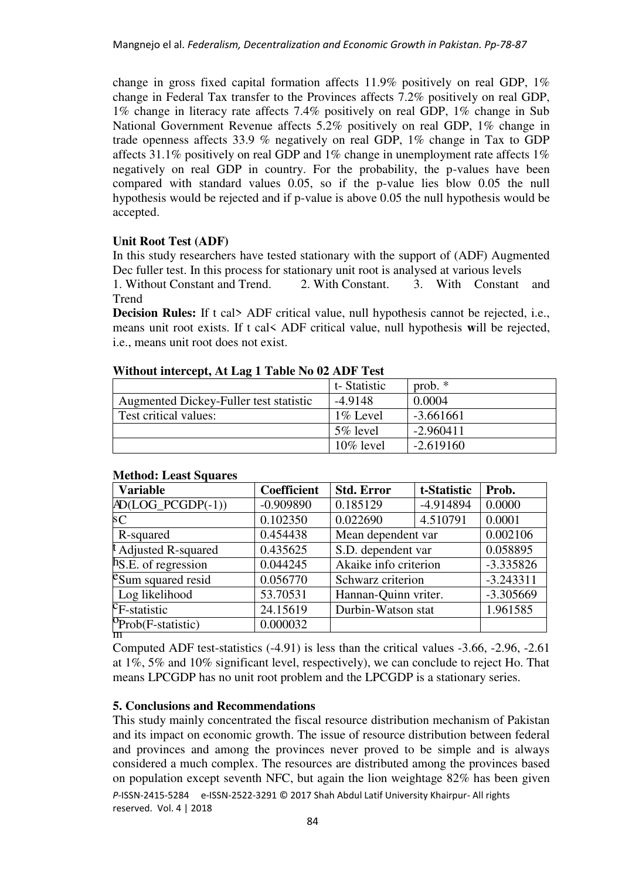change in gross fixed capital formation affects 11.9% positively on real GDP, 1% change in Federal Tax transfer to the Provinces affects 7.2% positively on real GDP, 1% change in literacy rate affects 7.4% positively on real GDP, 1% change in Sub National Government Revenue affects 5.2% positively on real GDP, 1% change in trade openness affects 33.9 % negatively on real GDP, 1% change in Tax to GDP affects 31.1% positively on real GDP and 1% change in unemployment rate affects 1% negatively on real GDP in country. For the probability, the p-values have been compared with standard values 0.05, so if the p-value lies blow 0.05 the null hypothesis would be rejected and if p-value is above 0.05 the null hypothesis would be accepted.

**Unit Root Test (ADF)**

In this study researchers have tested stationary with the support of (ADF) Augmented Dec fuller test. In this process for stationary unit root is analysed at various levels

1. Without Constant and Trend. 2. With Constant. 3. With Constant and Trend

**Decision Rules:** If t cal> ADF critical value, null hypothesis cannot be rejected, i.e., means unit root exists. If t cal< ADF critical value, null hypothesis will be rejected, i.e., means unit root does not exist.

**Without intercept, At Lag 1 Table No 02 ADF Test**

| | t- Statistic | prob. * |
|---|---|---|
| Augmented Dickey-Fuller test statistic | -4.9148 | 0.0004 |
| Test critical values: | 1% Level | -3.661661 |
| | 5% level | -2.960411 |
| | 10% level | -2.619160 |

**Method: Least Squares**

| Variable | Coefficient | Std. Error | t-Statistic | Prob. |
|---|---|---|---|---|
| D(LOG_PCGDP(-1)) | -0.909890 | 0.185129 | -4.914894 | 0.0000 |
| C | 0.102350 | 0.022690 | 4.510791 | 0.0001 |
| R-squared | 0.454438 | Mean dependent var | | 0.002106 |
| Adjusted R-squared | 0.435625 | S.D. dependent var | | 0.058895 |
| S.E. of regression | 0.044245 | Akaike info criterion | | -3.335826 |
| Sum squared resid | 0.056770 | Schwarz criterion | | -3.243311 |
| Log likelihood | 53.70531 | Hannan-Quinn vriter. | | -3.305669 |
| F-statistic | 24.15619 | Durbin-Watson stat | | 1.961585 |
| Prob(F-statistic) | 0.000032 | | | |

Computed ADF test-statistics (-4.91) is less than the critical values -3.66, -2.96, -2.61 at 1%, 5% and 10% significant level, respectively), we can conclude to reject Ho. That means LPCGDP has no unit root problem and the LPCGDP is a stationary series.

## 5. Conclusions and Recommendations

This study mainly concentrated the fiscal resource distribution mechanism of Pakistan and its impact on economic growth. The issue of resource distribution between federal and provinces and among the provinces never proved to be simple and is always considered a much complex. The resources are distributed among the provinces based on population except seventh NFC, but again the lion weightage 82% has been given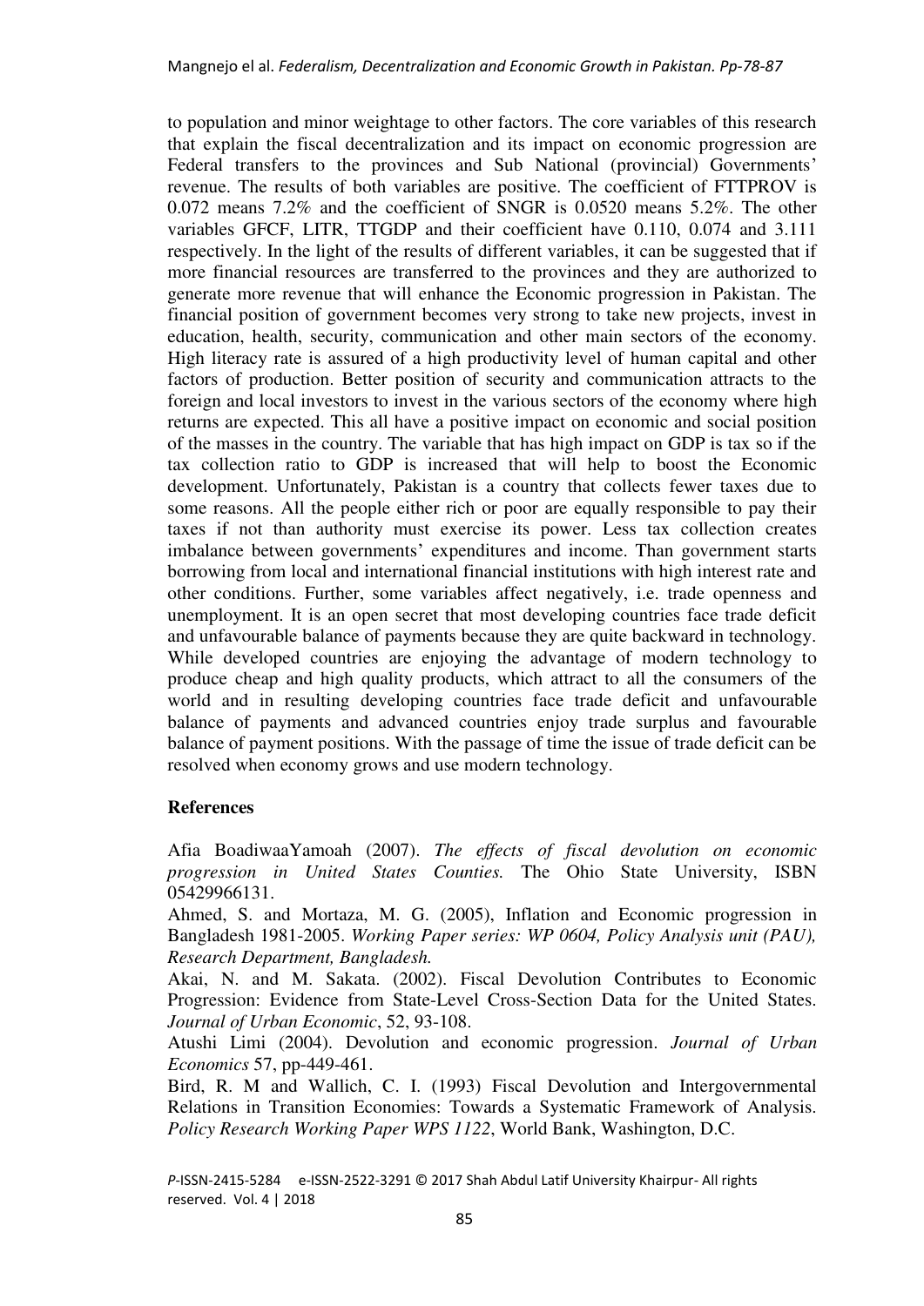to population and minor weightage to other factors. The core variables of this research that explain the fiscal decentralization and its impact on economic progression are Federal transfers to the provinces and Sub National (provincial) Governments' revenue. The results of both variables are positive. The coefficient of FTTPROV is 0.072 means 7.2% and the coefficient of SNGR is 0.0520 means 5.2%. The other variables GFCF, LITR, TTGDP and their coefficient have 0.110, 0.074 and 3.111 respectively. In the light of the results of different variables, it can be suggested that if more financial resources are transferred to the provinces and they are authorized to generate more revenue that will enhance the Economic progression in Pakistan. The financial position of government becomes very strong to take new projects, invest in education, health, security, communication and other main sectors of the economy. High literacy rate is assured of a high productivity level of human capital and other factors of production. Better position of security and communication attracts to the foreign and local investors to invest in the various sectors of the economy where high returns are expected. This all have a positive impact on economic and social position of the masses in the country. The variable that has high impact on GDP is tax so if the tax collection ratio to GDP is increased that will help to boost the Economic development. Unfortunately, Pakistan is a country that collects fewer taxes due to some reasons. All the people either rich or poor are equally responsible to pay their taxes if not than authority must exercise its power. Less tax collection creates imbalance between governments' expenditures and income. Than government starts borrowing from local and international financial institutions with high interest rate and other conditions. Further, some variables affect negatively, i.e. trade openness and unemployment. It is an open secret that most developing countries face trade deficit and unfavourable balance of payments because they are quite backward in technology. While developed countries are enjoying the advantage of modern technology to produce cheap and high quality products, which attract to all the consumers of the world and in resulting developing countries face trade deficit and unfavourable balance of payments and advanced countries enjoy trade surplus and favourable balance of payment positions. With the passage of time the issue of trade deficit can be resolved when economy grows and use modern technology.

**References**

Afia BoadiwaaYamoah (2007). *The effects of fiscal devolution on economic progression in United States Counties.* The Ohio State University, ISBN 05429966131.

Ahmed, S. and Mortaza, M. G. (2005), Inflation and Economic progression in Bangladesh 1981-2005. *Working Paper series: WP 0604, Policy Analysis unit (PAU), Research Department, Bangladesh.*

Akai, N. and M. Sakata. (2002). Fiscal Devolution Contributes to Economic Progression: Evidence from State-Level Cross-Section Data for the United States. *Journal of Urban Economic*, 52, 93-108.

Atushi Limi (2004). Devolution and economic progression. *Journal of Urban Economics* 57, pp-449-461.

Bird, R. M and Wallich, C. I. (1993) Fiscal Devolution and Intergovernmental Relations in Transition Economies: Towards a Systematic Framework of Analysis. *Policy Research Working Paper WPS 1122*, World Bank, Washington, D.C.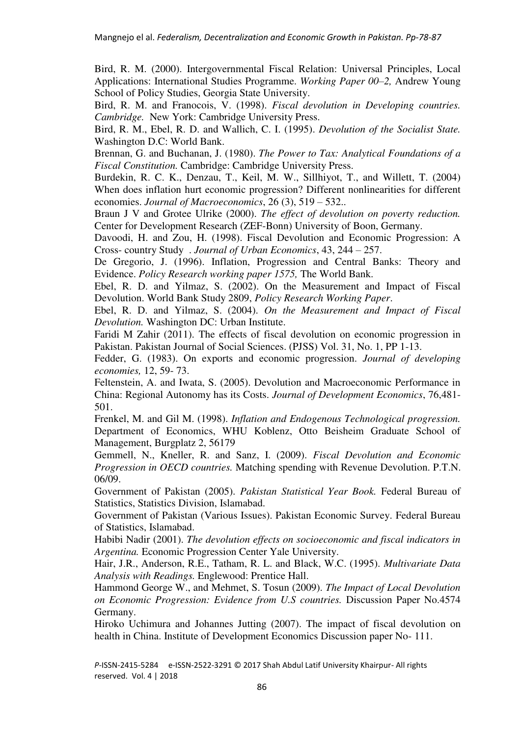Bird, R. M. (2000). Intergovernmental Fiscal Relation: Universal Principles, Local Applications: International Studies Programme. *Working Paper 00–2,* Andrew Young School of Policy Studies, Georgia State University.

Bird, R. M. and Franocois, V. (1998). *Fiscal devolution in Developing countries. Cambridge.* New York: Cambridge University Press.

Bird, R. M., Ebel, R. D. and Wallich, C. I. (1995). *Devolution of the Socialist State.* Washington D.C: World Bank.

Brennan, G. and Buchanan, J. (1980). *The Power to Tax: Analytical Foundations of a Fiscal Constitution.* Cambridge: Cambridge University Press.

Burdekin, R. C. K., Denzau, T., Keil, M. W., Sillhiyot, T., and Willett, T. (2004) When does inflation hurt economic progression? Different nonlinearities for different economies. *Journal of Macroeconomics*, 26 (3), 519 – 532..

Braun J V and Grotee Ulrike (2000). *The effect of devolution on poverty reduction.* Center for Development Research (ZEF-Bonn) University of Boon, Germany.

Davoodi, H. and Zou, H. (1998). Fiscal Devolution and Economic Progression: A Cross- country Study . *Journal of Urban Economics*, 43, 244 – 257.

De Gregorio, J. (1996). Inflation, Progression and Central Banks: Theory and Evidence. *Policy Research working paper 1575,* The World Bank.

Ebel, R. D. and Yilmaz, S. (2002). On the Measurement and Impact of Fiscal Devolution. World Bank Study 2809, *Policy Research Working Paper*.

Ebel, R. D. and Yilmaz, S. (2004). *On the Measurement and Impact of Fiscal Devolution.* Washington DC: Urban Institute.

Faridi M Zahir (2011). The effects of fiscal devolution on economic progression in Pakistan. Pakistan Journal of Social Sciences. (PJSS) Vol. 31, No. 1, PP 1-13.

Fedder, G. (1983). On exports and economic progression. *Journal of developing economies,* 12, 59- 73.

Feltenstein, A. and Iwata, S. (2005). Devolution and Macroeconomic Performance in China: Regional Autonomy has its Costs. *Journal of Development Economics*, 76,481-501.

Frenkel, M. and Gil M. (1998). *Inflation and Endogenous Technological progression.* Department of Economics, WHU Koblenz, Otto Beisheim Graduate School of Management, Burgplatz 2, 56179

Gemmell, N., Kneller, R. and Sanz, I. (2009). *Fiscal Devolution and Economic Progression in OECD countries.* Matching spending with Revenue Devolution. P.T.N. 06/09.

Government of Pakistan (2005). *Pakistan Statistical Year Book.* Federal Bureau of Statistics, Statistics Division, Islamabad.

Government of Pakistan (Various Issues). Pakistan Economic Survey. Federal Bureau of Statistics, Islamabad.

Habibi Nadir (2001). *The devolution effects on socioeconomic and fiscal indicators in Argentina.* Economic Progression Center Yale University.

Hair, J.R., Anderson, R.E., Tatham, R. L. and Black, W.C. (1995). *Multivariate Data Analysis with Readings.* Englewood: Prentice Hall.

Hammond George W., and Mehmet, S. Tosun (2009). *The Impact of Local Devolution on Economic Progression: Evidence from U.S countries.* Discussion Paper No.4574 Germany.

Hiroko Uchimura and Johannes Jutting (2007). The impact of fiscal devolution on health in China. Institute of Development Economics Discussion paper No- 111.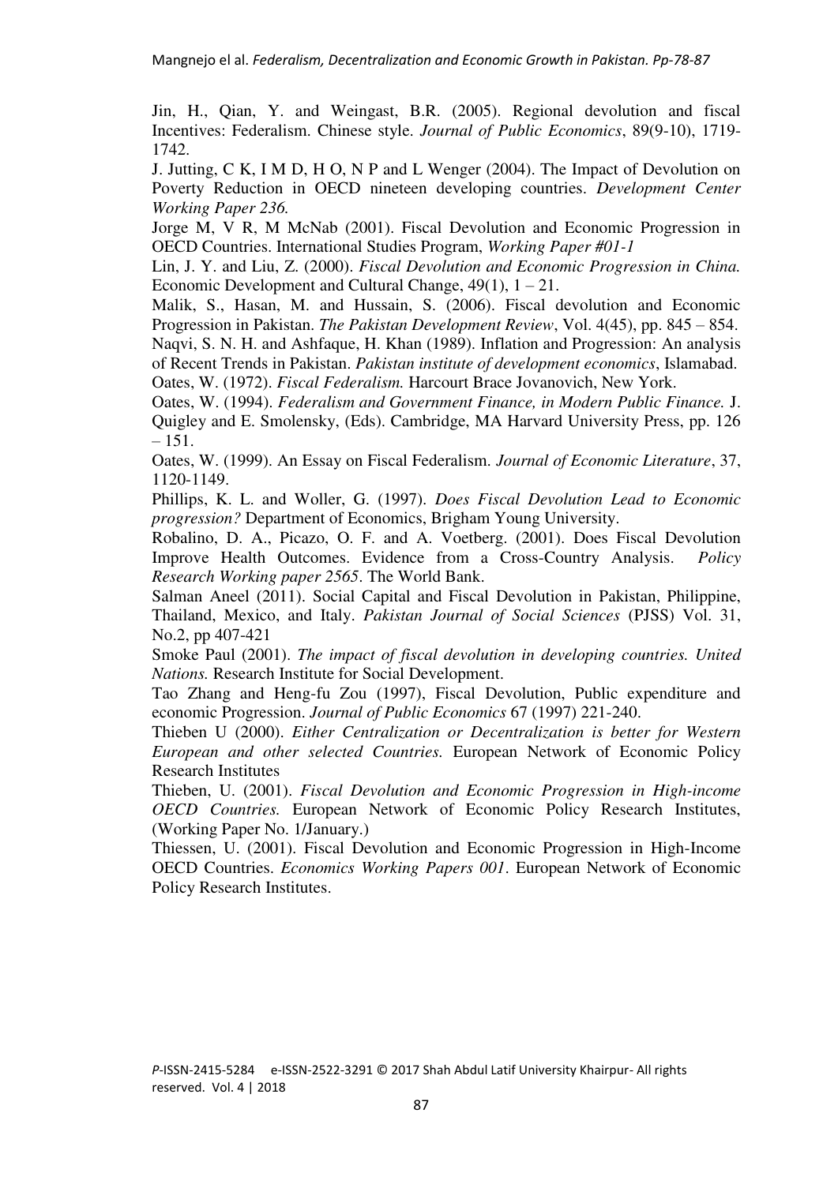Jin, H., Qian, Y. and Weingast, B.R. (2005). Regional devolution and fiscal Incentives: Federalism. Chinese style. *Journal of Public Economics*, 89(9-10), 1719-1742.

J. Jutting, C K, I M D, H O, N P and L Wenger (2004). The Impact of Devolution on Poverty Reduction in OECD nineteen developing countries. *Development Center Working Paper 236.*

Jorge M, V R, M McNab (2001). Fiscal Devolution and Economic Progression in OECD Countries. International Studies Program, *Working Paper #01-1*

Lin, J. Y. and Liu, Z. (2000). *Fiscal Devolution and Economic Progression in China.* Economic Development and Cultural Change, 49(1), 1 – 21.

Malik, S., Hasan, M. and Hussain, S. (2006). Fiscal devolution and Economic Progression in Pakistan. *The Pakistan Development Review*, Vol. 4(45), pp. 845 – 854.

Naqvi, S. N. H. and Ashfaque, H. Khan (1989). Inflation and Progression: An analysis of Recent Trends in Pakistan. *Pakistan institute of development economics*, Islamabad.

Oates, W. (1972). *Fiscal Federalism.* Harcourt Brace Jovanovich, New York.

Oates, W. (1994). *Federalism and Government Finance, in Modern Public Finance.* J. Quigley and E. Smolensky, (Eds). Cambridge, MA Harvard University Press, pp. 126 – 151.

Oates, W. (1999). An Essay on Fiscal Federalism. *Journal of Economic Literature*, 37, 1120-1149.

Phillips, K. L. and Woller, G. (1997). *Does Fiscal Devolution Lead to Economic progression?* Department of Economics, Brigham Young University.

Robalino, D. A., Picazo, O. F. and A. Voetberg. (2001). Does Fiscal Devolution Improve Health Outcomes. Evidence from a Cross-Country Analysis. *Policy Research Working paper 2565*. The World Bank.

Salman Aneel (2011). Social Capital and Fiscal Devolution in Pakistan, Philippine, Thailand, Mexico, and Italy. *Pakistan Journal of Social Sciences* (PJSS) Vol. 31, No.2, pp 407-421

Smoke Paul (2001). *The impact of fiscal devolution in developing countries. United Nations.* Research Institute for Social Development.

Tao Zhang and Heng-fu Zou (1997), Fiscal Devolution, Public expenditure and economic Progression. *Journal of Public Economics* 67 (1997) 221-240.

Thieben U (2000). *Either Centralization or Decentralization is better for Western European and other selected Countries.* European Network of Economic Policy Research Institutes

Thieben, U. (2001). *Fiscal Devolution and Economic Progression in High-income OECD Countries.* European Network of Economic Policy Research Institutes, (Working Paper No. 1/January.)

Thiessen, U. (2001). Fiscal Devolution and Economic Progression in High-Income OECD Countries. *Economics Working Papers 001*. European Network of Economic Policy Research Institutes.